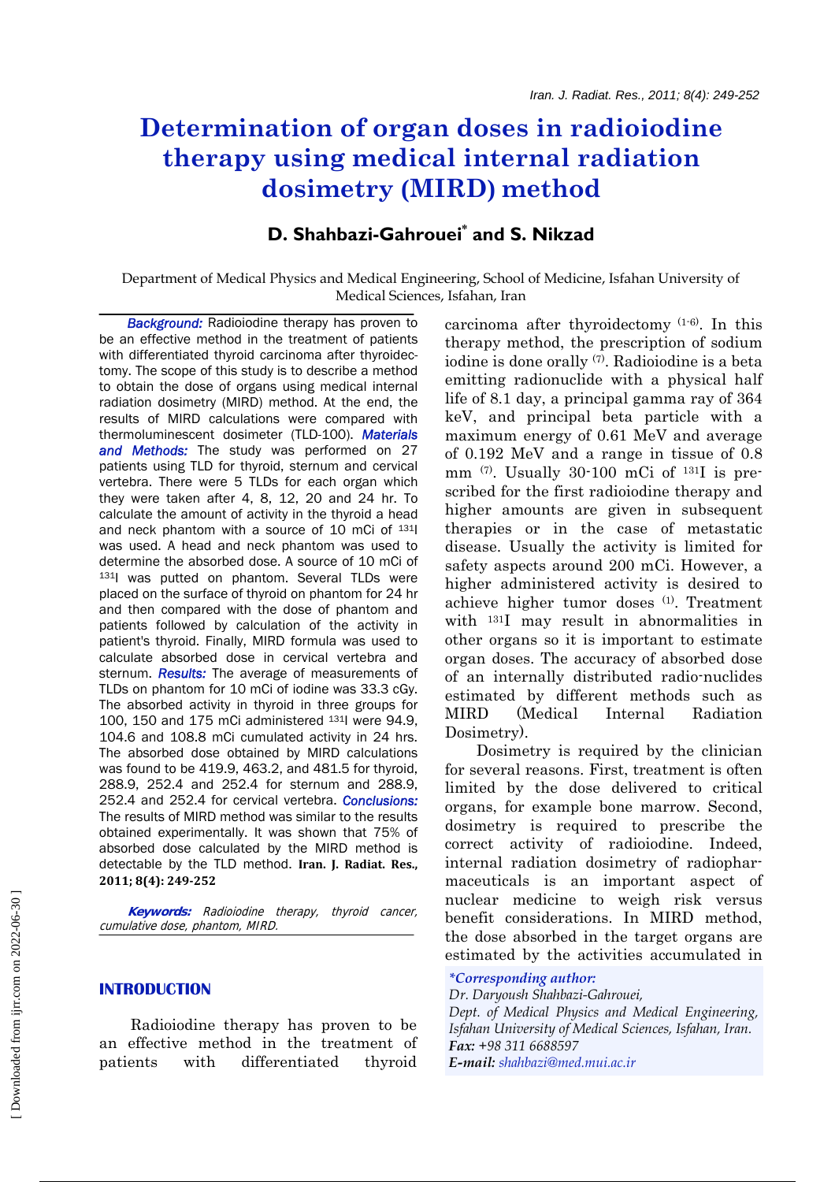# Determination of organ doses in radioiodine therapy using medical internal radiation dosimetry (MIRD) method

## D. Shahbazi-Gahrouei* and S. Nikzad

Department of Medical Physics and Medical Engineering, School of Medicine, Isfahan University of Medical Sciences, Isfahan, Iran

***Background:*** Radioiodine therapy has proven to be an effective method in the treatment of patients with differentiated thyroid carcinoma after thyroidectomy. The scope of this study is to describe a method to obtain the dose of organs using medical internal radiation dosimetry (MIRD) method. At the end, the results of MIRD calculations were compared with thermoluminescent dosimeter (TLD-100). ***Materials and Methods:*** The study was performed on 27 patients using TLD for thyroid, sternum and cervical vertebra. There were 5 TLDs for each organ which they were taken after 4, 8, 12, 20 and 24 hr. To calculate the amount of activity in the thyroid a head and neck phantom with a source of 10 mCi of $^{131}$I was used. A head and neck phantom was used to determine the absorbed dose. A source of 10 mCi of $^{131}$I was putted on phantom. Several TLDs were placed on the surface of thyroid on phantom for 24 hr and then compared with the dose of phantom and patients followed by calculation of the activity in patient's thyroid. Finally, MIRD formula was used to calculate absorbed dose in cervical vertebra and sternum. ***Results:*** The average of measurements of TLDs on phantom for 10 mCi of iodine was 33.3 cGy. The absorbed activity in thyroid in three groups for 100, 150 and 175 mCi administered $^{131}$I were 94.9, 104.6 and 108.8 mCi cumulated activity in 24 hrs. The absorbed dose obtained by MIRD calculations was found to be 419.9, 463.2, and 481.5 for thyroid, 288.9, 252.4 and 252.4 for sternum and 288.9, 252.4 and 252.4 for cervical vertebra. ***Conclusions:*** The results of MIRD method was similar to the results obtained experimentally. It was shown that 75% of absorbed dose calculated by the MIRD method is detectable by the TLD method. **Iran. J. Radiat. Res., 2011; 8(4): 249-252**

***Keywords:*** *Radioiodine therapy, thyroid cancer, cumulative dose, phantom, MIRD.*

## INTRODUCTION

Radioiodine therapy has proven to be an effective method in the treatment of patients with differentiated thyroid carcinoma after thyroidectomy [1-6]. In this therapy method, the prescription of sodium iodine is done orally [7]. Radioiodine is a beta emitting radionuclide with a physical half life of 8.1 day, a principal gamma ray of 364 keV, and principal beta particle with a maximum energy of 0.61 MeV and average of 0.192 MeV and a range in tissue of 0.8 mm [7]. Usually 30-100 mCi of $^{131}$I is prescribed for the first radioiodine therapy and higher amounts are given in subsequent therapies or in the case of metastatic disease. Usually the activity is limited for safety aspects around 200 mCi. However, a higher administered activity is desired to achieve higher tumor doses [1]. Treatment with $^{131}$I may result in abnormalities in other organs so it is important to estimate organ doses. The accuracy of absorbed dose of an internally distributed radio-nuclides estimated by different methods such as MIRD (Medical Internal Radiation Dosimetry).

Dosimetry is required by the clinician for several reasons. First, treatment is often limited by the dose delivered to critical organs, for example bone marrow. Second, dosimetry is required to prescribe the correct activity of radioiodine. Indeed, internal radiation dosimetry of radiopharmaceuticals is an important aspect of nuclear medicine to weigh risk versus benefit considerations. In MIRD method, the dose absorbed in the target organs are estimated by the activities accumulated in

****Corresponding author:***
*Dr. Daryoush Shahbazi-Gahrouei,*
*Dept. of Medical Physics and Medical Engineering, Isfahan University of Medical Sciences, Isfahan, Iran.*
***Fax:*** *+98 311 6688597*
***E-mail:*** *shahbazi@med.mui.ac.ir*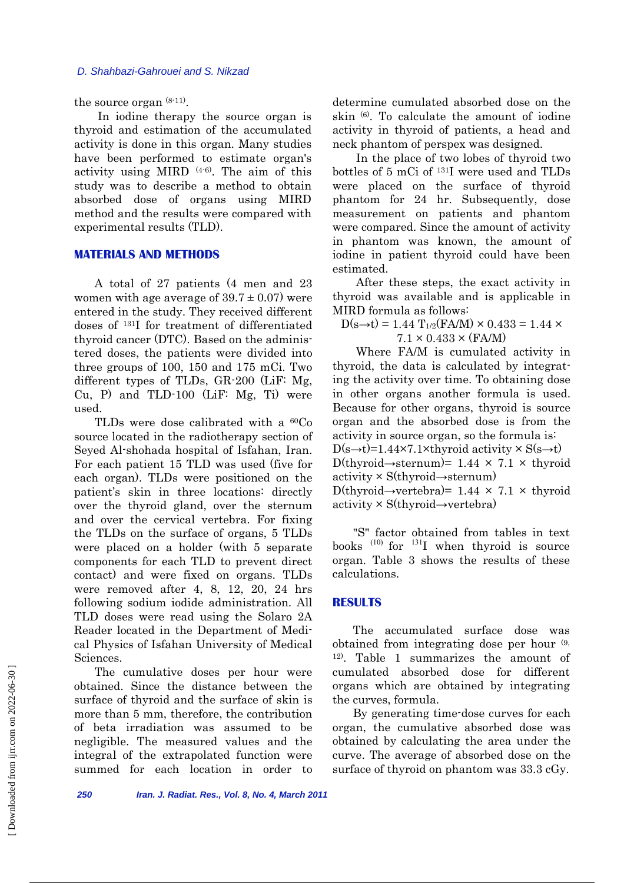the source organ [8-11].

In iodine therapy the source organ is thyroid and estimation of the accumulated activity is done in this organ. Many studies have been performed to estimate organ's activity using MIRD [4-6]. The aim of this study was to describe a method to obtain absorbed dose of organs using MIRD method and the results were compared with experimental results (TLD).

## MATERIALS AND METHODS

A total of 27 patients (4 men and 23 women with age average of $39.7 \pm 0.07$) were entered in the study. They received different doses of $^{131}I$ for treatment of differentiated thyroid cancer (DTC). Based on the administered doses, the patients were divided into three groups of 100, 150 and 175 mCi. Two different types of TLDs, GR-200 (LiF: Mg, Cu, P) and TLD-100 (LiF: Mg, Ti) were used.

TLDs were dose calibrated with a $^{60}Co$ source located in the radiotherapy section of Seyed Al-shohada hospital of Isfahan, Iran. For each patient 15 TLD was used (five for each organ). TLDs were positioned on the patient's skin in three locations: directly over the thyroid gland, over the sternum and over the cervical vertebra. For fixing the TLDs on the surface of organs, 5 TLDs were placed on a holder (with 5 separate components for each TLD to prevent direct contact) and were fixed on organs. TLDs were removed after 4, 8, 12, 20, 24 hrs following sodium iodide administration. All TLD doses were read using the Solaro 2A Reader located in the Department of Medical Physics of Isfahan University of Medical Sciences.

The cumulative doses per hour were obtained. Since the distance between the surface of thyroid and the surface of skin is more than 5 mm, therefore, the contribution of beta irradiation was assumed to be negligible. The measured values and the integral of the extrapolated function were summed for each location in order to determine cumulated absorbed dose on the skin [6]. To calculate the amount of iodine activity in thyroid of patients, a head and neck phantom of perspex was designed.

In the place of two lobes of thyroid two bottles of 5 mCi of $^{131}I$ were used and TLDs were placed on the surface of thyroid phantom for 24 hr. Subsequently, dose measurement on patients and phantom were compared. Since the amount of activity in phantom was known, the amount of iodine in patient thyroid could have been estimated.

After these steps, the exact activity in thyroid was available and is applicable in MIRD formula as follows:

$$D(s \rightarrow t) = 1.44\, T_{1/2}(FA/M) \times 0.433 = 1.44 \times 7.1 \times 0.433 \times (FA/M)$$

Where FA/M is cumulated activity in thyroid, the data is calculated by integrating the activity over time. To obtaining dose in other organs another formula is used. Because for other organs, thyroid is source organ and the absorbed dose is from the activity in source organ, so the formula is:

$$D(s \rightarrow t) = 1.44 \times 7.1 \times \text{thyroid activity} \times S(s \rightarrow t)$$

$$D(\text{thyroid} \rightarrow \text{sternum}) = 1.44 \times 7.1 \times \text{thyroid activity} \times S(\text{thyroid} \rightarrow \text{sternum})$$

$$D(\text{thyroid} \rightarrow \text{vertebra}) = 1.44 \times 7.1 \times \text{thyroid activity} \times S(\text{thyroid} \rightarrow \text{vertebra})$$

"S" factor obtained from tables in text books [10] for $^{131}I$ when thyroid is source organ. Table 3 shows the results of these calculations.

## RESULTS

The accumulated surface dose was obtained from integrating dose per hour [9, 12]. Table 1 summarizes the amount of cumulated absorbed dose for different organs which are obtained by integrating the curves, formula.

By generating time-dose curves for each organ, the cumulative absorbed dose was obtained by calculating the area under the curve. The average of absorbed dose on the surface of thyroid on phantom was 33.3 cGy.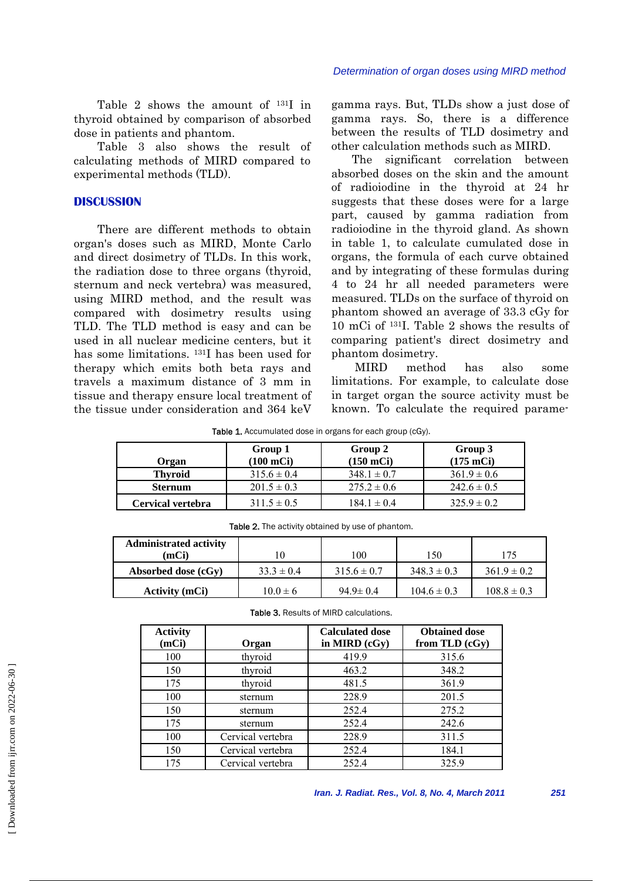Table 2 shows the amount of $^{131}$I in thyroid obtained by comparison of absorbed dose in patients and phantom.

Table 3 also shows the result of calculating methods of MIRD compared to experimental methods (TLD).

## DISCUSSION

There are different methods to obtain organ's doses such as MIRD, Monte Carlo and direct dosimetry of TLDs. In this work, the radiation dose to three organs (thyroid, sternum and neck vertebra) was measured, using MIRD method, and the result was compared with dosimetry results using TLD. The TLD method is easy and can be used in all nuclear medicine centers, but it has some limitations. $^{131}$I has been used for therapy which emits both beta rays and travels a maximum distance of 3 mm in tissue and therapy ensure local treatment of the tissue under consideration and 364 keV gamma rays. But, TLDs show a just dose of gamma rays. So, there is a difference between the results of TLD dosimetry and other calculation methods such as MIRD.

The significant correlation between absorbed doses on the skin and the amount of radioiodine in the thyroid at 24 hr suggests that these doses were for a large part, caused by gamma radiation from radioiodine in the thyroid gland. As shown in table 1, to calculate cumulated dose in organs, the formula of each curve obtained and by integrating of these formulas during 4 to 24 hr all needed parameters were measured. TLDs on the surface of thyroid on phantom showed an average of 33.3 cGy for 10 mCi of $^{131}$I. Table 2 shows the results of comparing patient's direct dosimetry and phantom dosimetry.

MIRD method has also some limitations. For example, to calculate dose in target organ the source activity must be known. To calculate the required parame-

Table 1. Accumulated dose in organs for each group (cGy).

| Organ | Group 1 (100 mCi) | Group 2 (150 mCi) | Group 3 (175 mCi) |
|---|---|---|---|
| **Thyroid** | 315.6 ± 0.4 | 348.1 ± 0.7 | 361.9 ± 0.6 |
| **Sternum** | 201.5 ± 0.3 | 275.2 ± 0.6 | 242.6 ± 0.5 |
| **Cervical vertebra** | 311.5 ± 0.5 | 184.1 ± 0.4 | 325.9 ± 0.2 |

Table 2. The activity obtained by use of phantom.

| Administrated activity (mCi) | 10 | 100 | 150 | 175 |
|---|---|---|---|---|
| **Absorbed dose (cGy)** | 33.3 ± 0.4 | 315.6 ± 0.7 | 348.3 ± 0.3 | 361.9 ± 0.2 |
| **Activity (mCi)** | 10.0 ± 6 | 94.9± 0.4 | 104.6 ± 0.3 | 108.8 ± 0.3 |

Table 3. Results of MIRD calculations.

| Activity (mCi) | Organ | Calculated dose in MIRD (cGy) | Obtained dose from TLD (cGy) |
|---|---|---|---|
| 100 | thyroid | 419.9 | 315.6 |
| 150 | thyroid | 463.2 | 348.2 |
| 175 | thyroid | 481.5 | 361.9 |
| 100 | sternum | 228.9 | 201.5 |
| 150 | sternum | 252.4 | 275.2 |
| 175 | sternum | 252.4 | 242.6 |
| 100 | Cervical vertebra | 228.9 | 311.5 |
| 150 | Cervical vertebra | 252.4 | 184.1 |
| 175 | Cervical vertebra | 252.4 | 325.9 |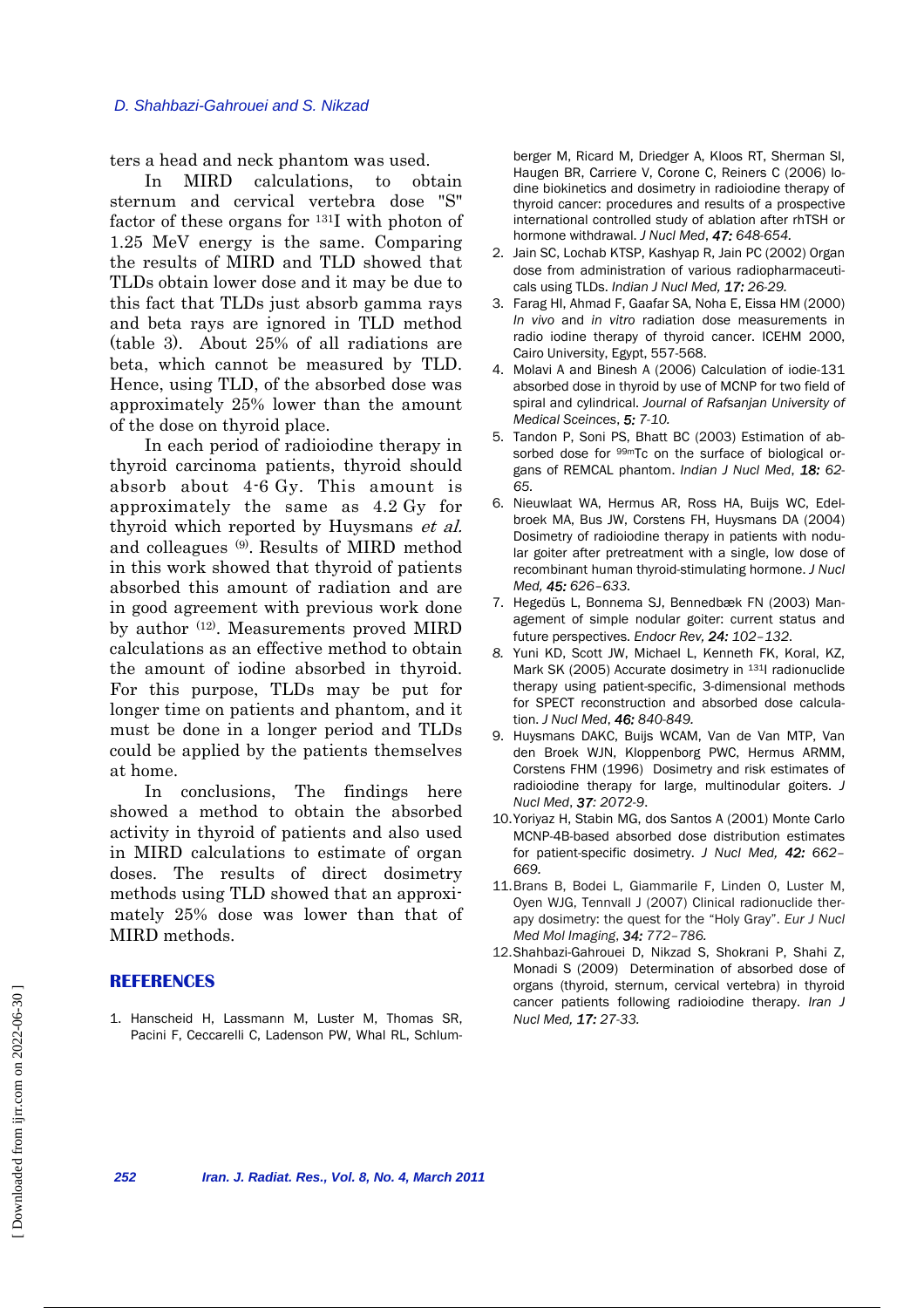ters a head and neck phantom was used.

In MIRD calculations, to obtain sternum and cervical vertebra dose "S" factor of these organs for $^{131}$I with photon of 1.25 MeV energy is the same. Comparing the results of MIRD and TLD showed that TLDs obtain lower dose and it may be due to this fact that TLDs just absorb gamma rays and beta rays are ignored in TLD method (table 3). About 25% of all radiations are beta, which cannot be measured by TLD. Hence, using TLD, of the absorbed dose was approximately 25% lower than the amount of the dose on thyroid place.

In each period of radioiodine therapy in thyroid carcinoma patients, thyroid should absorb about 4-6 Gy. This amount is approximately the same as 4.2 Gy for thyroid which reported by Huysmans *et al.* and colleagues [9]. Results of MIRD method in this work showed that thyroid of patients absorbed this amount of radiation and are in good agreement with previous work done by author [12]. Measurements proved MIRD calculations as an effective method to obtain the amount of iodine absorbed in thyroid. For this purpose, TLDs may be put for longer time on patients and phantom, and it must be done in a longer period and TLDs could be applied by the patients themselves at home.

In conclusions, The findings here showed a method to obtain the absorbed activity in thyroid of patients and also used in MIRD calculations to estimate of organ doses. The results of direct dosimetry methods using TLD showed that an approximately 25% dose was lower than that of MIRD methods.

## REFERENCES

1. Hanscheid H, Lassmann M, Luster M, Thomas SR, Pacini F, Ceccarelli C, Ladenson PW, Whal RL, Schlumberger M, Ricard M, Driedger A, Kloos RT, Sherman SI, Haugen BR, Carriere V, Corone C, Reiners C (2006) Iodine biokinetics and dosimetry in radioiodine therapy of thyroid cancer: procedures and results of a prospective international controlled study of ablation after rhTSH or hormone withdrawal. *J Nucl Med*, ***47:*** *648-654.*
2. Jain SC, Lochab KTSP, Kashyap R, Jain PC (2002) Organ dose from administration of various radiopharmaceuticals using TLDs. *Indian J Nucl Med,* ***17:*** *26-29.*
3. Farag HI, Ahmad F, Gaafar SA, Noha E, Eissa HM (2000) *In vivo* and *in vitro* radiation dose measurements in radio iodine therapy of thyroid cancer. ICEHM 2000, Cairo University, Egypt, 557-568.
4. Molavi A and Binesh A (2006) Calculation of iodie-131 absorbed dose in thyroid by use of MCNP for two field of spiral and cylindrical. *Journal of Rafsanjan University of Medical Sceinces*, ***5:*** *7-10.*
5. Tandon P, Soni PS, Bhatt BC (2003) Estimation of absorbed dose for $^{99m}$Tc on the surface of biological organs of REMCAL phantom. *Indian J Nucl Med*, ***18:*** *62-65.*
6. Nieuwlaat WA, Hermus AR, Ross HA, Buijs WC, Edelbroek MA, Bus JW, Corstens FH, Huysmans DA (2004) Dosimetry of radioiodine therapy in patients with nodular goiter after pretreatment with a single, low dose of recombinant human thyroid-stimulating hormone. *J Nucl Med,* ***45:*** *626–633.*
7. Hegedüs L, Bonnema SJ, Bennedbæk FN (2003) Management of simple nodular goiter: current status and future perspectives. *Endocr Rev,* ***24:*** *102–132.*
8. Yuni KD, Scott JW, Michael L, Kenneth FK, Koral, KZ, Mark SK (2005) Accurate dosimetry in $^{131}$I radionuclide therapy using patient-specific, 3-dimensional methods for SPECT reconstruction and absorbed dose calculation. *J Nucl Med*, ***46:*** *840-849.*
9. Huysmans DAKC, Buijs WCAM, Van de Van MTP, Van den Broek WJN, Kloppenborg PWC, Hermus ARMM, Corstens FHM (1996) Dosimetry and risk estimates of radioiodine therapy for large, multinodular goiters. *J Nucl Med*, ***37****: 2072-9*.
10. Yoriyaz H, Stabin MG, dos Santos A (2001) Monte Carlo MCNP-4B-based absorbed dose distribution estimates for patient-specific dosimetry. *J Nucl Med,* ***42:*** *662–669.*
11. Brans B, Bodei L, Giammarile F, Linden O, Luster M, Oyen WJG, Tennvall J (2007) Clinical radionuclide therapy dosimetry: the quest for the "Holy Gray". *Eur J Nucl Med Mol Imaging*, ***34:*** *772–786.*
12. Shahbazi-Gahrouei D, Nikzad S, Shokrani P, Shahi Z, Monadi S (2009) Determination of absorbed dose of organs (thyroid, sternum, cervical vertebra) in thyroid cancer patients following radioiodine therapy. *Iran J Nucl Med,* ***17:*** *27-33.*